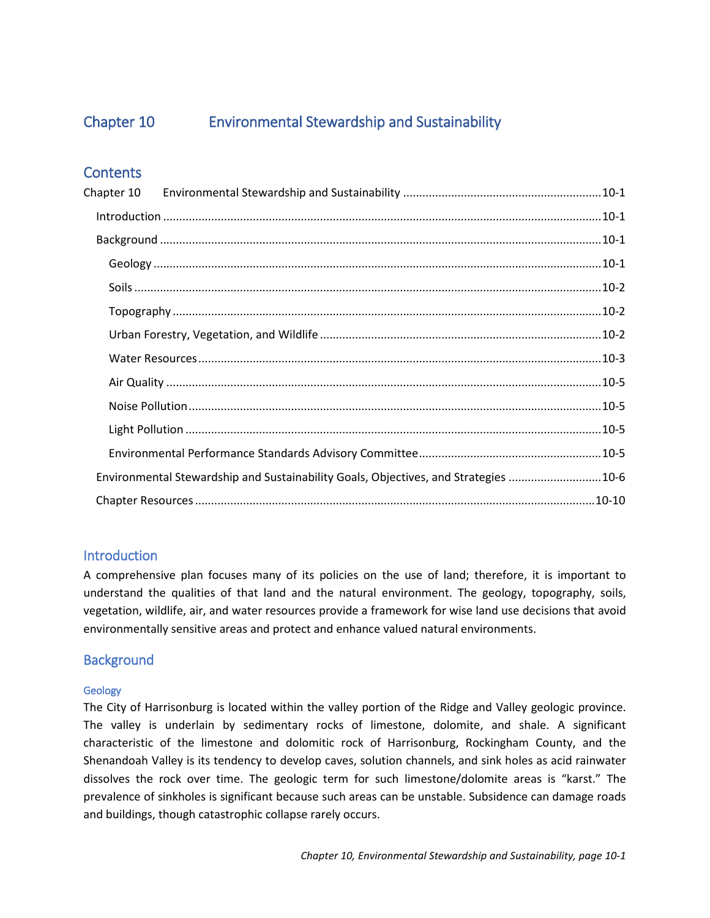# Chapter 10 Environmental Stewardship and Sustainability

## Contents

Chapter 10 Environmental Stewardship and Sustainability ....................10-1
- Introduction ....................10-1
- Background ....................10-1
  - Geology ....................10-1
  - Soils ....................10-2
  - Topography ....................10-2
  - Urban Forestry, Vegetation, and Wildlife ....................10-2
  - Water Resources ....................10-3
  - Air Quality ....................10-5
  - Noise Pollution ....................10-5
  - Light Pollution ....................10-5
  - Environmental Performance Standards Advisory Committee ....................10-5
- Environmental Stewardship and Sustainability Goals, Objectives, and Strategies ....................10-6
- Chapter Resources ....................10-10

## Introduction

A comprehensive plan focuses many of its policies on the use of land; therefore, it is important to understand the qualities of that land and the natural environment. The geology, topography, soils, vegetation, wildlife, air, and water resources provide a framework for wise land use decisions that avoid environmentally sensitive areas and protect and enhance valued natural environments.

## Background

### Geology

The City of Harrisonburg is located within the valley portion of the Ridge and Valley geologic province. The valley is underlain by sedimentary rocks of limestone, dolomite, and shale. A significant characteristic of the limestone and dolomitic rock of Harrisonburg, Rockingham County, and the Shenandoah Valley is its tendency to develop caves, solution channels, and sink holes as acid rainwater dissolves the rock over time. The geologic term for such limestone/dolomite areas is "karst." The prevalence of sinkholes is significant because such areas can be unstable. Subsidence can damage roads and buildings, though catastrophic collapse rarely occurs.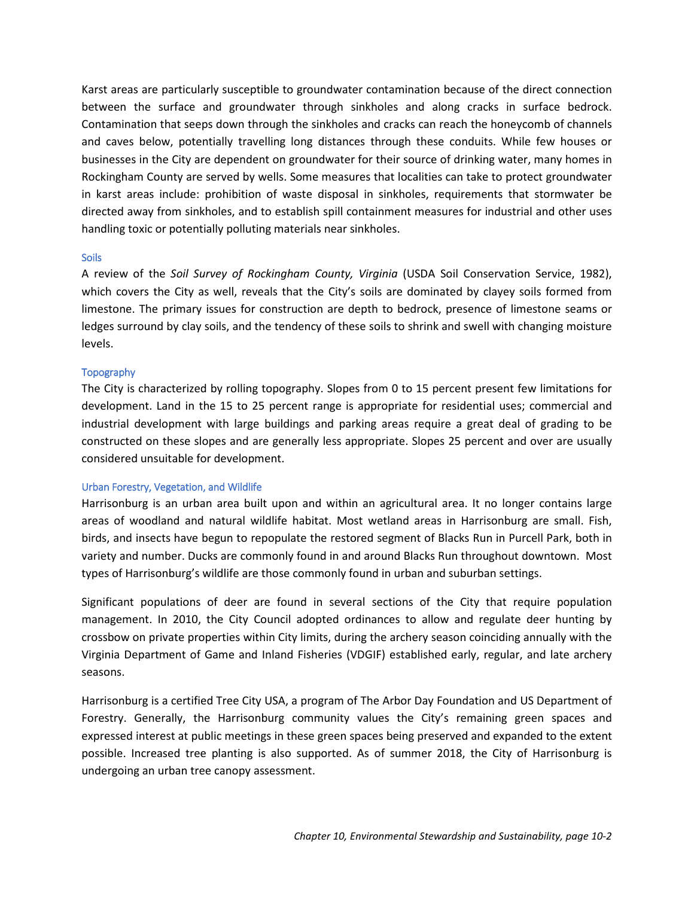Karst areas are particularly susceptible to groundwater contamination because of the direct connection between the surface and groundwater through sinkholes and along cracks in surface bedrock. Contamination that seeps down through the sinkholes and cracks can reach the honeycomb of channels and caves below, potentially travelling long distances through these conduits. While few houses or businesses in the City are dependent on groundwater for their source of drinking water, many homes in Rockingham County are served by wells. Some measures that localities can take to protect groundwater in karst areas include: prohibition of waste disposal in sinkholes, requirements that stormwater be directed away from sinkholes, and to establish spill containment measures for industrial and other uses handling toxic or potentially polluting materials near sinkholes.

### Soils

A review of the *Soil Survey of Rockingham County, Virginia* (USDA Soil Conservation Service, 1982), which covers the City as well, reveals that the City's soils are dominated by clayey soils formed from limestone. The primary issues for construction are depth to bedrock, presence of limestone seams or ledges surround by clay soils, and the tendency of these soils to shrink and swell with changing moisture levels.

### Topography

The City is characterized by rolling topography. Slopes from 0 to 15 percent present few limitations for development. Land in the 15 to 25 percent range is appropriate for residential uses; commercial and industrial development with large buildings and parking areas require a great deal of grading to be constructed on these slopes and are generally less appropriate. Slopes 25 percent and over are usually considered unsuitable for development.

### Urban Forestry, Vegetation, and Wildlife

Harrisonburg is an urban area built upon and within an agricultural area. It no longer contains large areas of woodland and natural wildlife habitat. Most wetland areas in Harrisonburg are small. Fish, birds, and insects have begun to repopulate the restored segment of Blacks Run in Purcell Park, both in variety and number. Ducks are commonly found in and around Blacks Run throughout downtown. Most types of Harrisonburg's wildlife are those commonly found in urban and suburban settings.

Significant populations of deer are found in several sections of the City that require population management. In 2010, the City Council adopted ordinances to allow and regulate deer hunting by crossbow on private properties within City limits, during the archery season coinciding annually with the Virginia Department of Game and Inland Fisheries (VDGIF) established early, regular, and late archery seasons.

Harrisonburg is a certified Tree City USA, a program of The Arbor Day Foundation and US Department of Forestry. Generally, the Harrisonburg community values the City's remaining green spaces and expressed interest at public meetings in these green spaces being preserved and expanded to the extent possible. Increased tree planting is also supported. As of summer 2018, the City of Harrisonburg is undergoing an urban tree canopy assessment.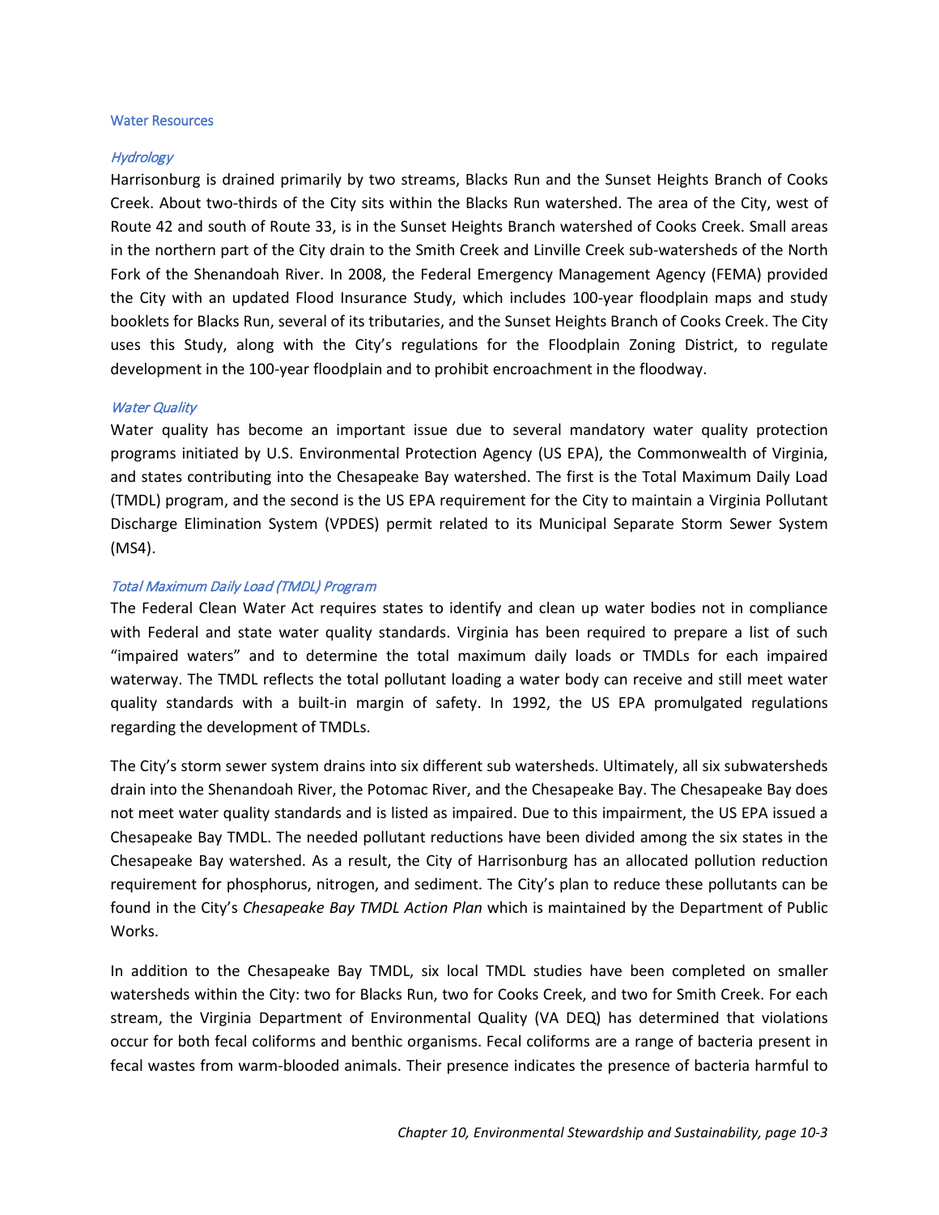## Water Resources

### *Hydrology*

Harrisonburg is drained primarily by two streams, Blacks Run and the Sunset Heights Branch of Cooks Creek. About two-thirds of the City sits within the Blacks Run watershed. The area of the City, west of Route 42 and south of Route 33, is in the Sunset Heights Branch watershed of Cooks Creek. Small areas in the northern part of the City drain to the Smith Creek and Linville Creek sub-watersheds of the North Fork of the Shenandoah River. In 2008, the Federal Emergency Management Agency (FEMA) provided the City with an updated Flood Insurance Study, which includes 100-year floodplain maps and study booklets for Blacks Run, several of its tributaries, and the Sunset Heights Branch of Cooks Creek. The City uses this Study, along with the City's regulations for the Floodplain Zoning District, to regulate development in the 100-year floodplain and to prohibit encroachment in the floodway.

### *Water Quality*

Water quality has become an important issue due to several mandatory water quality protection programs initiated by U.S. Environmental Protection Agency (US EPA), the Commonwealth of Virginia, and states contributing into the Chesapeake Bay watershed. The first is the Total Maximum Daily Load (TMDL) program, and the second is the US EPA requirement for the City to maintain a Virginia Pollutant Discharge Elimination System (VPDES) permit related to its Municipal Separate Storm Sewer System (MS4).

### *Total Maximum Daily Load (TMDL) Program*

The Federal Clean Water Act requires states to identify and clean up water bodies not in compliance with Federal and state water quality standards. Virginia has been required to prepare a list of such "impaired waters" and to determine the total maximum daily loads or TMDLs for each impaired waterway. The TMDL reflects the total pollutant loading a water body can receive and still meet water quality standards with a built-in margin of safety. In 1992, the US EPA promulgated regulations regarding the development of TMDLs.

The City's storm sewer system drains into six different sub watersheds. Ultimately, all six subwatersheds drain into the Shenandoah River, the Potomac River, and the Chesapeake Bay. The Chesapeake Bay does not meet water quality standards and is listed as impaired. Due to this impairment, the US EPA issued a Chesapeake Bay TMDL. The needed pollutant reductions have been divided among the six states in the Chesapeake Bay watershed. As a result, the City of Harrisonburg has an allocated pollution reduction requirement for phosphorus, nitrogen, and sediment. The City's plan to reduce these pollutants can be found in the City's *Chesapeake Bay TMDL Action Plan* which is maintained by the Department of Public Works.

In addition to the Chesapeake Bay TMDL, six local TMDL studies have been completed on smaller watersheds within the City: two for Blacks Run, two for Cooks Creek, and two for Smith Creek. For each stream, the Virginia Department of Environmental Quality (VA DEQ) has determined that violations occur for both fecal coliforms and benthic organisms. Fecal coliforms are a range of bacteria present in fecal wastes from warm-blooded animals. Their presence indicates the presence of bacteria harmful to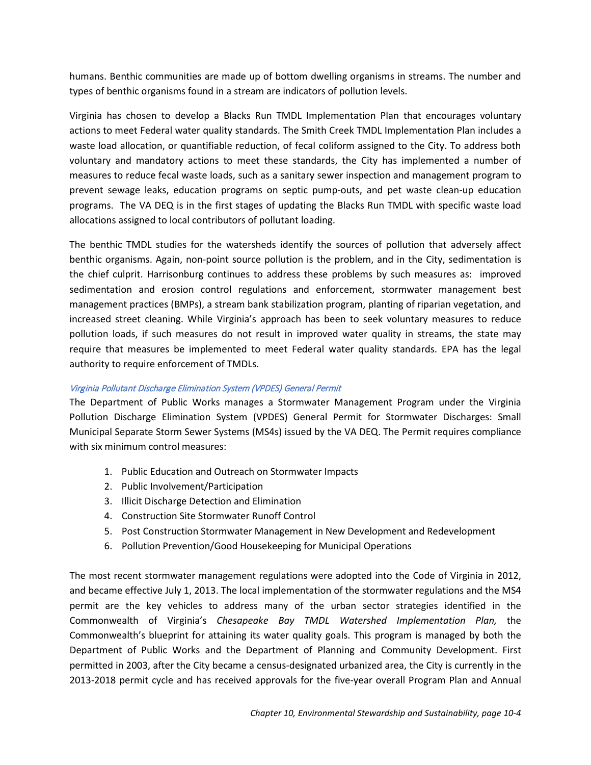humans. Benthic communities are made up of bottom dwelling organisms in streams. The number and types of benthic organisms found in a stream are indicators of pollution levels.

Virginia has chosen to develop a Blacks Run TMDL Implementation Plan that encourages voluntary actions to meet Federal water quality standards. The Smith Creek TMDL Implementation Plan includes a waste load allocation, or quantifiable reduction, of fecal coliform assigned to the City. To address both voluntary and mandatory actions to meet these standards, the City has implemented a number of measures to reduce fecal waste loads, such as a sanitary sewer inspection and management program to prevent sewage leaks, education programs on septic pump-outs, and pet waste clean-up education programs. The VA DEQ is in the first stages of updating the Blacks Run TMDL with specific waste load allocations assigned to local contributors of pollutant loading.

The benthic TMDL studies for the watersheds identify the sources of pollution that adversely affect benthic organisms. Again, non-point source pollution is the problem, and in the City, sedimentation is the chief culprit. Harrisonburg continues to address these problems by such measures as: improved sedimentation and erosion control regulations and enforcement, stormwater management best management practices (BMPs), a stream bank stabilization program, planting of riparian vegetation, and increased street cleaning. While Virginia's approach has been to seek voluntary measures to reduce pollution loads, if such measures do not result in improved water quality in streams, the state may require that measures be implemented to meet Federal water quality standards. EPA has the legal authority to require enforcement of TMDLs.

#### *Virginia Pollutant Discharge Elimination System (VPDES) General Permit*

The Department of Public Works manages a Stormwater Management Program under the Virginia Pollution Discharge Elimination System (VPDES) General Permit for Stormwater Discharges: Small Municipal Separate Storm Sewer Systems (MS4s) issued by the VA DEQ. The Permit requires compliance with six minimum control measures:

1. Public Education and Outreach on Stormwater Impacts
2. Public Involvement/Participation
3. Illicit Discharge Detection and Elimination
4. Construction Site Stormwater Runoff Control
5. Post Construction Stormwater Management in New Development and Redevelopment
6. Pollution Prevention/Good Housekeeping for Municipal Operations

The most recent stormwater management regulations were adopted into the Code of Virginia in 2012, and became effective July 1, 2013. The local implementation of the stormwater regulations and the MS4 permit are the key vehicles to address many of the urban sector strategies identified in the Commonwealth of Virginia's *Chesapeake Bay TMDL Watershed Implementation Plan,* the Commonwealth's blueprint for attaining its water quality goals. This program is managed by both the Department of Public Works and the Department of Planning and Community Development. First permitted in 2003, after the City became a census-designated urbanized area, the City is currently in the 2013-2018 permit cycle and has received approvals for the five-year overall Program Plan and Annual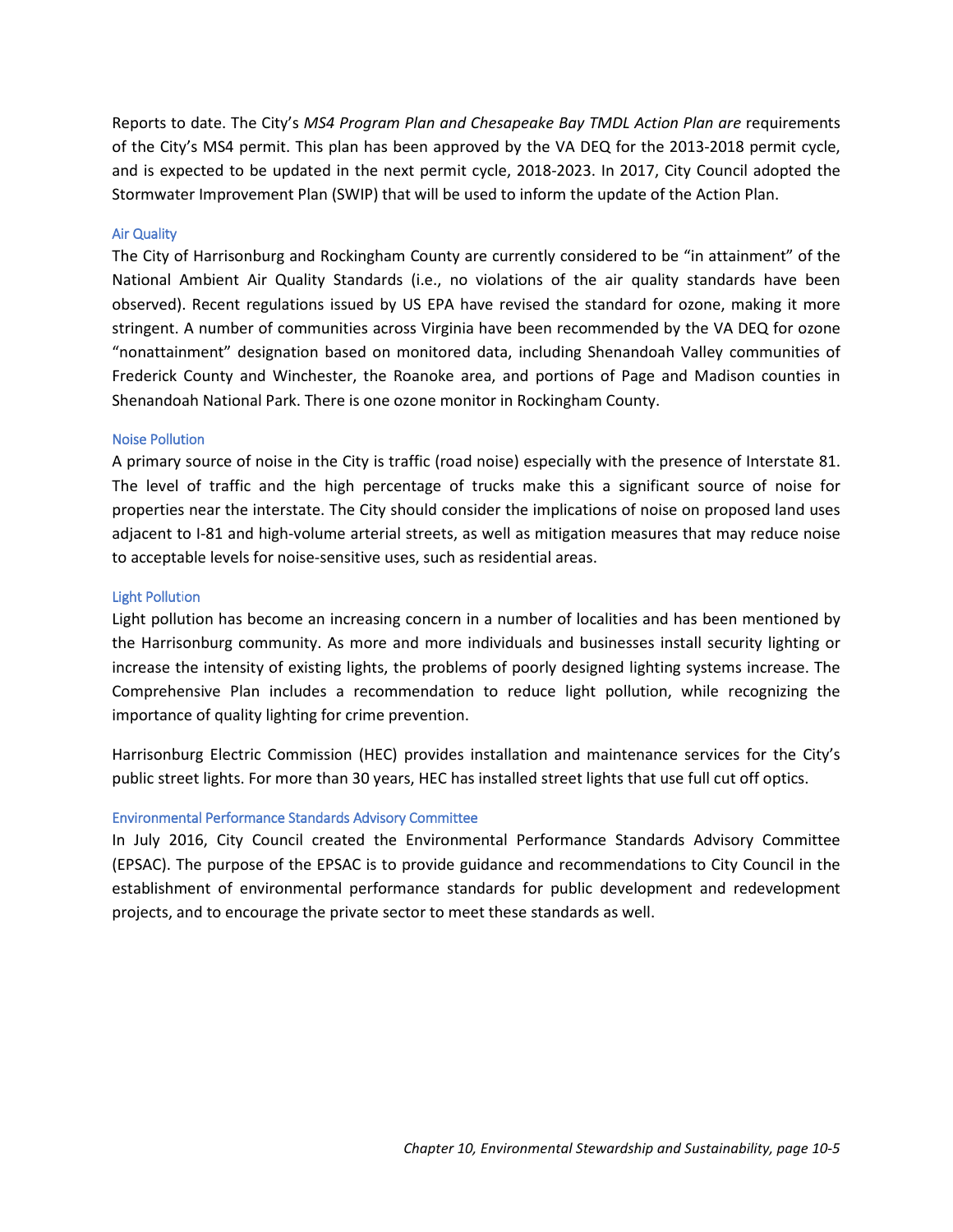Reports to date. The City's *MS4 Program Plan and Chesapeake Bay TMDL Action Plan are* requirements of the City's MS4 permit. This plan has been approved by the VA DEQ for the 2013-2018 permit cycle, and is expected to be updated in the next permit cycle, 2018-2023. In 2017, City Council adopted the Stormwater Improvement Plan (SWIP) that will be used to inform the update of the Action Plan.

### Air Quality

The City of Harrisonburg and Rockingham County are currently considered to be "in attainment" of the National Ambient Air Quality Standards (i.e., no violations of the air quality standards have been observed). Recent regulations issued by US EPA have revised the standard for ozone, making it more stringent. A number of communities across Virginia have been recommended by the VA DEQ for ozone "nonattainment" designation based on monitored data, including Shenandoah Valley communities of Frederick County and Winchester, the Roanoke area, and portions of Page and Madison counties in Shenandoah National Park. There is one ozone monitor in Rockingham County.

### Noise Pollution

A primary source of noise in the City is traffic (road noise) especially with the presence of Interstate 81. The level of traffic and the high percentage of trucks make this a significant source of noise for properties near the interstate. The City should consider the implications of noise on proposed land uses adjacent to I-81 and high-volume arterial streets, as well as mitigation measures that may reduce noise to acceptable levels for noise-sensitive uses, such as residential areas.

### Light Pollution

Light pollution has become an increasing concern in a number of localities and has been mentioned by the Harrisonburg community. As more and more individuals and businesses install security lighting or increase the intensity of existing lights, the problems of poorly designed lighting systems increase. The Comprehensive Plan includes a recommendation to reduce light pollution, while recognizing the importance of quality lighting for crime prevention.

Harrisonburg Electric Commission (HEC) provides installation and maintenance services for the City's public street lights. For more than 30 years, HEC has installed street lights that use full cut off optics.

### Environmental Performance Standards Advisory Committee

In July 2016, City Council created the Environmental Performance Standards Advisory Committee (EPSAC). The purpose of the EPSAC is to provide guidance and recommendations to City Council in the establishment of environmental performance standards for public development and redevelopment projects, and to encourage the private sector to meet these standards as well.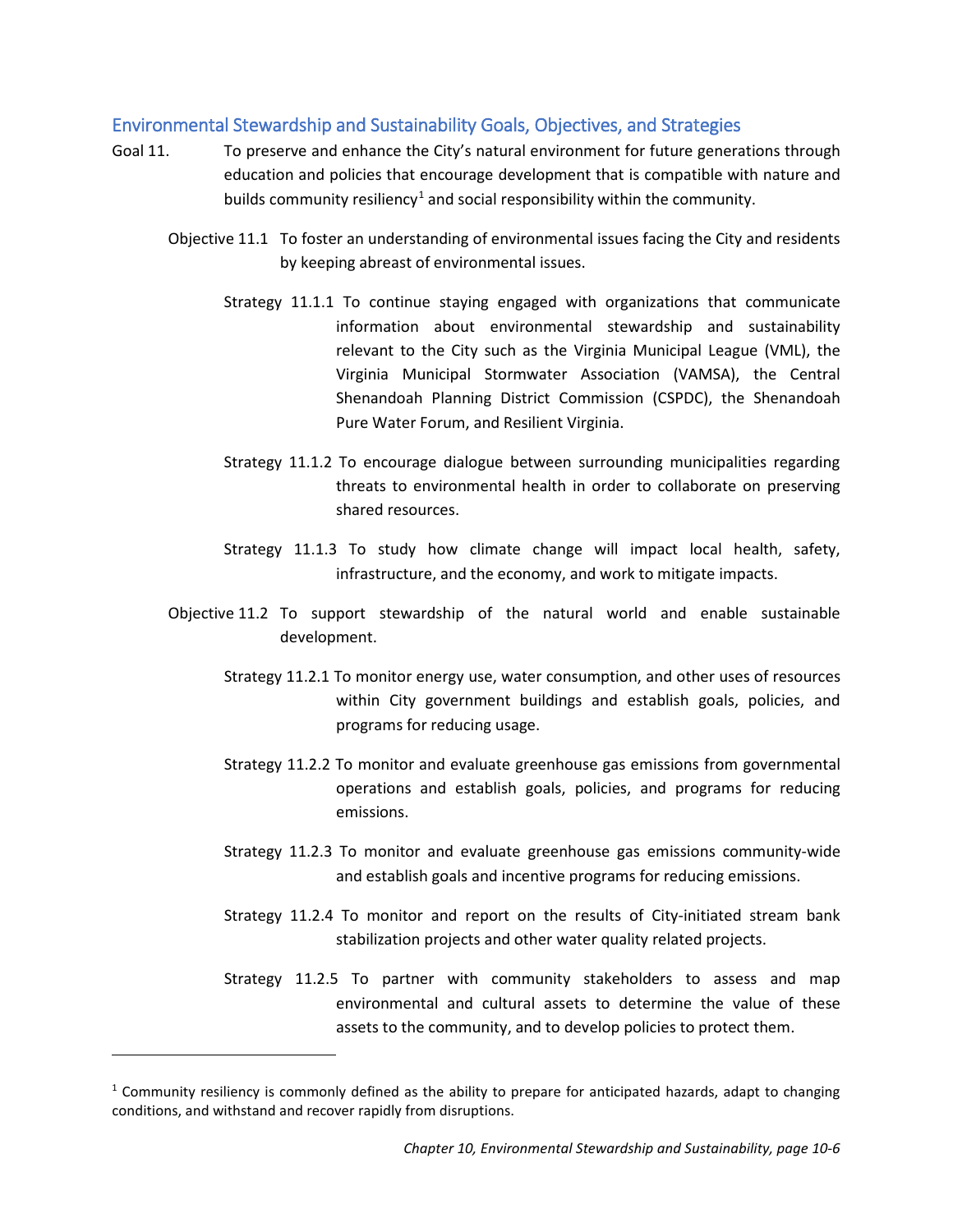## Environmental Stewardship and Sustainability Goals, Objectives, and Strategies

Goal 11. To preserve and enhance the City's natural environment for future generations through education and policies that encourage development that is compatible with nature and builds community resiliency[1] and social responsibility within the community.

Objective 11.1 To foster an understanding of environmental issues facing the City and residents by keeping abreast of environmental issues.

Strategy 11.1.1 To continue staying engaged with organizations that communicate information about environmental stewardship and sustainability relevant to the City such as the Virginia Municipal League (VML), the Virginia Municipal Stormwater Association (VAMSA), the Central Shenandoah Planning District Commission (CSPDC), the Shenandoah Pure Water Forum, and Resilient Virginia.

Strategy 11.1.2 To encourage dialogue between surrounding municipalities regarding threats to environmental health in order to collaborate on preserving shared resources.

Strategy 11.1.3 To study how climate change will impact local health, safety, infrastructure, and the economy, and work to mitigate impacts.

Objective 11.2 To support stewardship of the natural world and enable sustainable development.

Strategy 11.2.1 To monitor energy use, water consumption, and other uses of resources within City government buildings and establish goals, policies, and programs for reducing usage.

Strategy 11.2.2 To monitor and evaluate greenhouse gas emissions from governmental operations and establish goals, policies, and programs for reducing emissions.

Strategy 11.2.3 To monitor and evaluate greenhouse gas emissions community-wide and establish goals and incentive programs for reducing emissions.

Strategy 11.2.4 To monitor and report on the results of City-initiated stream bank stabilization projects and other water quality related projects.

Strategy 11.2.5 To partner with community stakeholders to assess and map environmental and cultural assets to determine the value of these assets to the community, and to develop policies to protect them.

---

[1] Community resiliency is commonly defined as the ability to prepare for anticipated hazards, adapt to changing conditions, and withstand and recover rapidly from disruptions.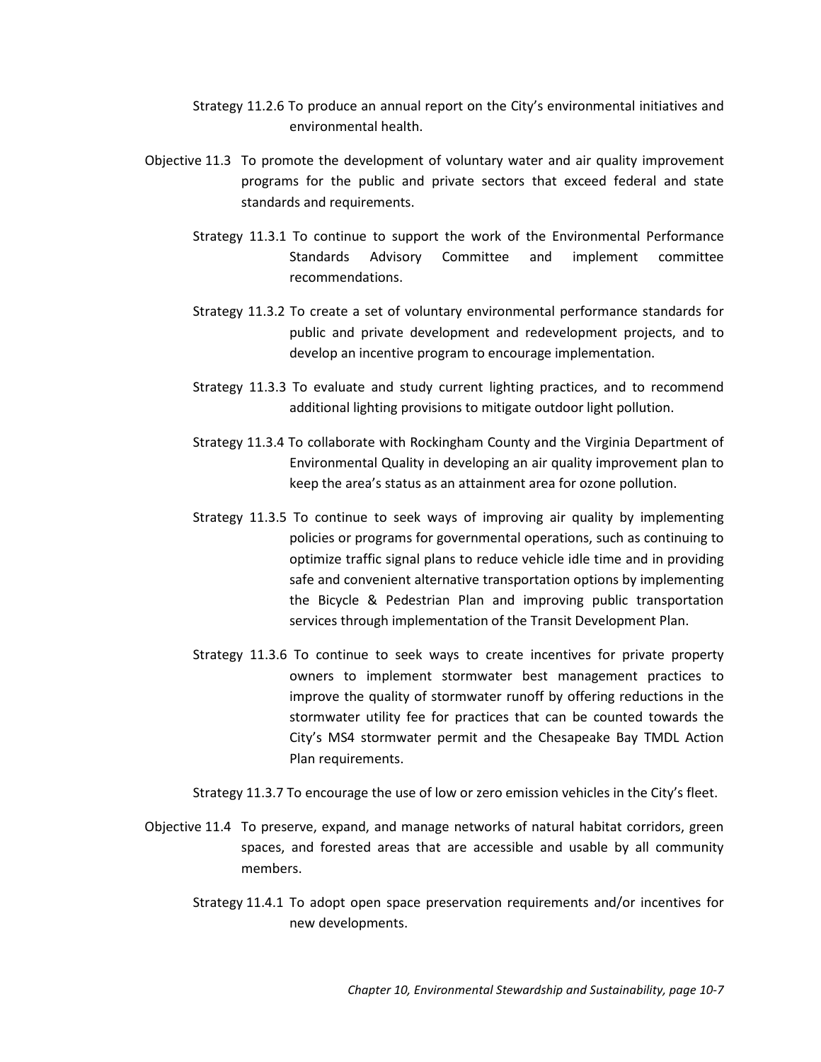Strategy 11.2.6 To produce an annual report on the City's environmental initiatives and environmental health.

Objective 11.3 To promote the development of voluntary water and air quality improvement programs for the public and private sectors that exceed federal and state standards and requirements.

Strategy 11.3.1 To continue to support the work of the Environmental Performance Standards Advisory Committee and implement committee recommendations.

Strategy 11.3.2 To create a set of voluntary environmental performance standards for public and private development and redevelopment projects, and to develop an incentive program to encourage implementation.

Strategy 11.3.3 To evaluate and study current lighting practices, and to recommend additional lighting provisions to mitigate outdoor light pollution.

Strategy 11.3.4 To collaborate with Rockingham County and the Virginia Department of Environmental Quality in developing an air quality improvement plan to keep the area's status as an attainment area for ozone pollution.

Strategy 11.3.5 To continue to seek ways of improving air quality by implementing policies or programs for governmental operations, such as continuing to optimize traffic signal plans to reduce vehicle idle time and in providing safe and convenient alternative transportation options by implementing the Bicycle & Pedestrian Plan and improving public transportation services through implementation of the Transit Development Plan.

Strategy 11.3.6 To continue to seek ways to create incentives for private property owners to implement stormwater best management practices to improve the quality of stormwater runoff by offering reductions in the stormwater utility fee for practices that can be counted towards the City's MS4 stormwater permit and the Chesapeake Bay TMDL Action Plan requirements.

Strategy 11.3.7 To encourage the use of low or zero emission vehicles in the City's fleet.

Objective 11.4 To preserve, expand, and manage networks of natural habitat corridors, green spaces, and forested areas that are accessible and usable by all community members.

Strategy 11.4.1 To adopt open space preservation requirements and/or incentives for new developments.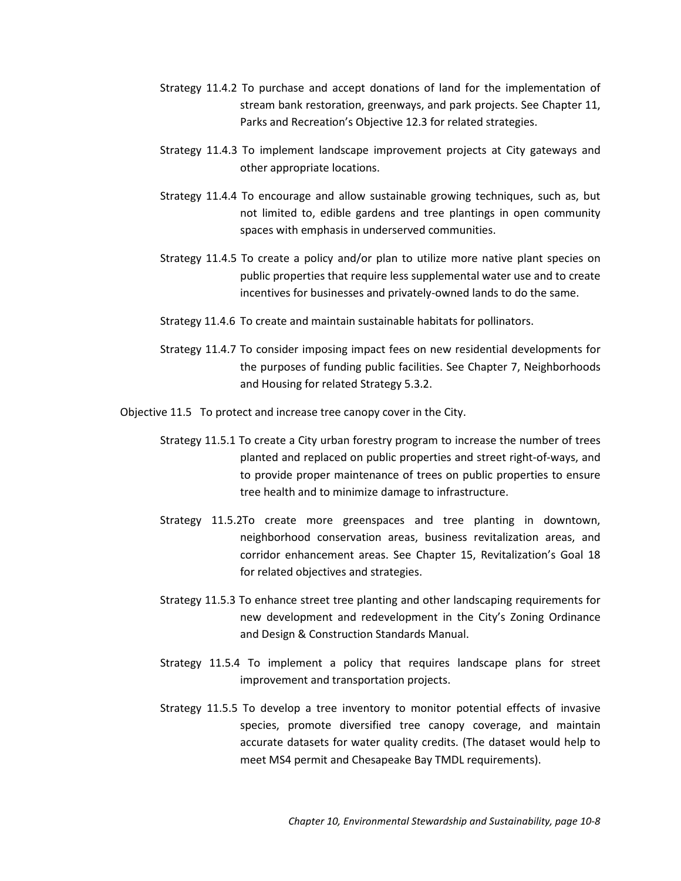Strategy 11.4.2 To purchase and accept donations of land for the implementation of stream bank restoration, greenways, and park projects. See Chapter 11, Parks and Recreation's Objective 12.3 for related strategies.

Strategy 11.4.3 To implement landscape improvement projects at City gateways and other appropriate locations.

Strategy 11.4.4 To encourage and allow sustainable growing techniques, such as, but not limited to, edible gardens and tree plantings in open community spaces with emphasis in underserved communities.

Strategy 11.4.5 To create a policy and/or plan to utilize more native plant species on public properties that require less supplemental water use and to create incentives for businesses and privately-owned lands to do the same.

Strategy 11.4.6 To create and maintain sustainable habitats for pollinators.

Strategy 11.4.7 To consider imposing impact fees on new residential developments for the purposes of funding public facilities. See Chapter 7, Neighborhoods and Housing for related Strategy 5.3.2.

Objective 11.5 To protect and increase tree canopy cover in the City.

Strategy 11.5.1 To create a City urban forestry program to increase the number of trees planted and replaced on public properties and street right-of-ways, and to provide proper maintenance of trees on public properties to ensure tree health and to minimize damage to infrastructure.

Strategy 11.5.2To create more greenspaces and tree planting in downtown, neighborhood conservation areas, business revitalization areas, and corridor enhancement areas. See Chapter 15, Revitalization's Goal 18 for related objectives and strategies.

Strategy 11.5.3 To enhance street tree planting and other landscaping requirements for new development and redevelopment in the City's Zoning Ordinance and Design & Construction Standards Manual.

Strategy 11.5.4 To implement a policy that requires landscape plans for street improvement and transportation projects.

Strategy 11.5.5 To develop a tree inventory to monitor potential effects of invasive species, promote diversified tree canopy coverage, and maintain accurate datasets for water quality credits. (The dataset would help to meet MS4 permit and Chesapeake Bay TMDL requirements).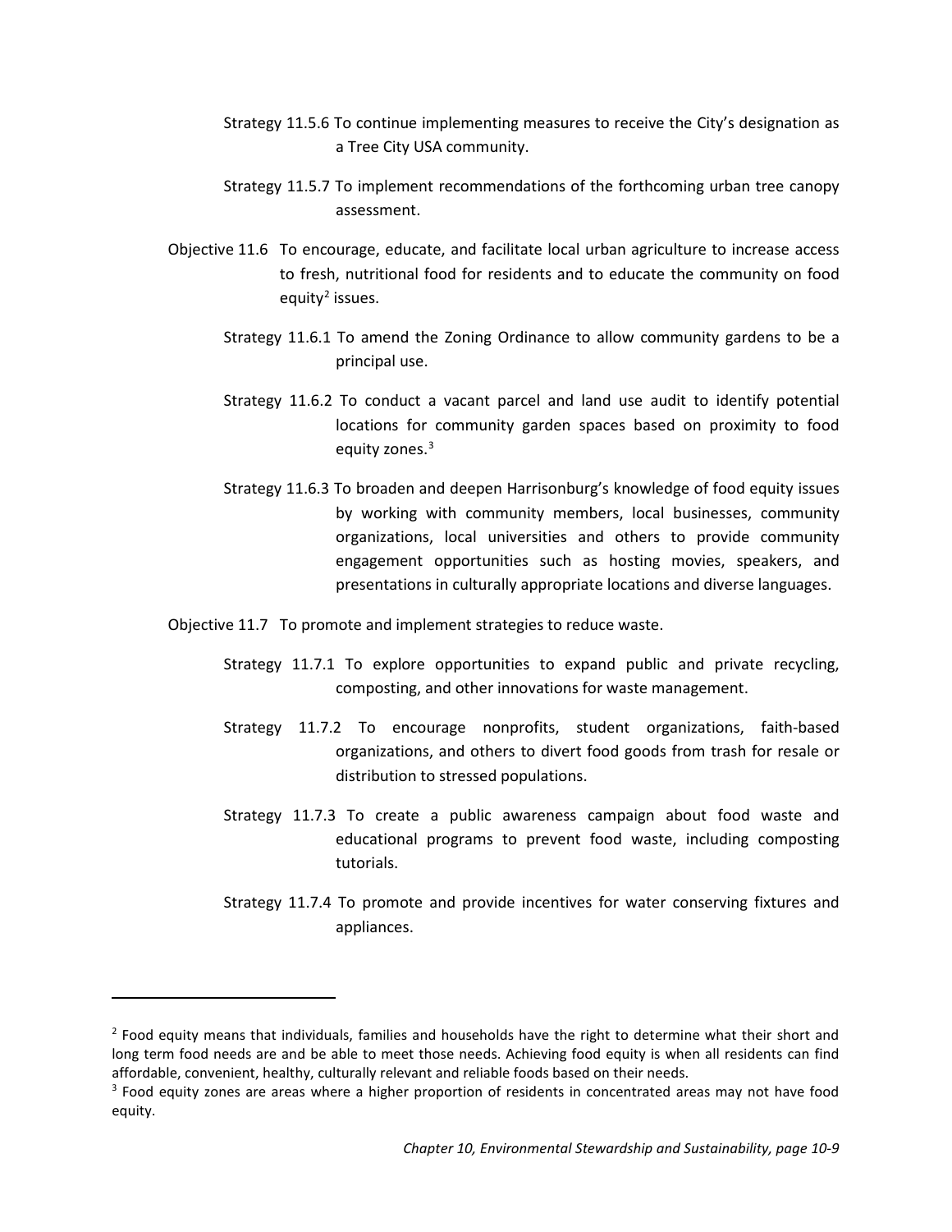Strategy 11.5.6 To continue implementing measures to receive the City's designation as a Tree City USA community.

Strategy 11.5.7 To implement recommendations of the forthcoming urban tree canopy assessment.

Objective 11.6 To encourage, educate, and facilitate local urban agriculture to increase access to fresh, nutritional food for residents and to educate the community on food equity[2] issues.

Strategy 11.6.1 To amend the Zoning Ordinance to allow community gardens to be a principal use.

Strategy 11.6.2 To conduct a vacant parcel and land use audit to identify potential locations for community garden spaces based on proximity to food equity zones.[3]

Strategy 11.6.3 To broaden and deepen Harrisonburg's knowledge of food equity issues by working with community members, local businesses, community organizations, local universities and others to provide community engagement opportunities such as hosting movies, speakers, and presentations in culturally appropriate locations and diverse languages.

Objective 11.7 To promote and implement strategies to reduce waste.

Strategy 11.7.1 To explore opportunities to expand public and private recycling, composting, and other innovations for waste management.

Strategy 11.7.2 To encourage nonprofits, student organizations, faith-based organizations, and others to divert food goods from trash for resale or distribution to stressed populations.

Strategy 11.7.3 To create a public awareness campaign about food waste and educational programs to prevent food waste, including composting tutorials.

Strategy 11.7.4 To promote and provide incentives for water conserving fixtures and appliances.

---

[2] Food equity means that individuals, families and households have the right to determine what their short and long term food needs are and be able to meet those needs. Achieving food equity is when all residents can find affordable, convenient, healthy, culturally relevant and reliable foods based on their needs.

[3] Food equity zones are areas where a higher proportion of residents in concentrated areas may not have food equity.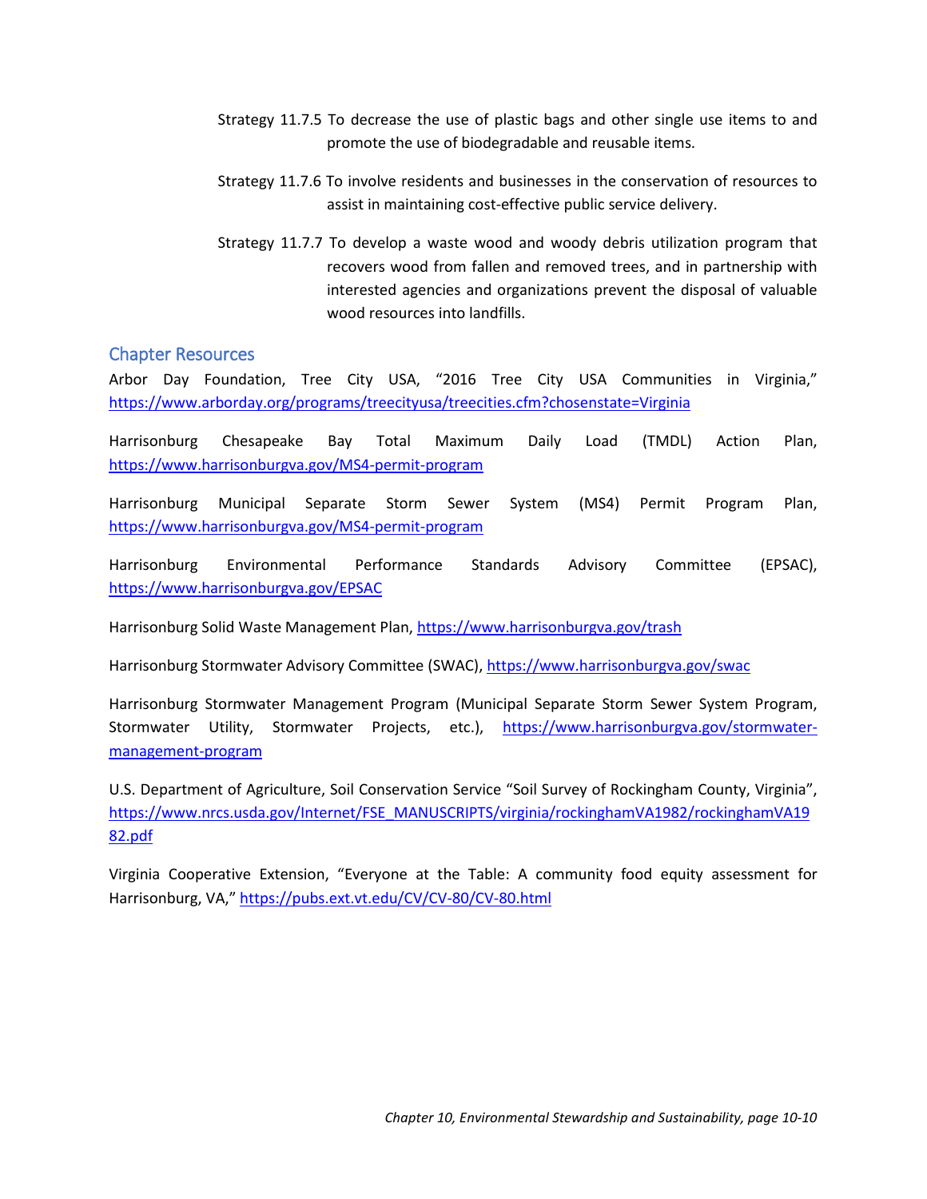Strategy 11.7.5 To decrease the use of plastic bags and other single use items to and promote the use of biodegradable and reusable items.

Strategy 11.7.6 To involve residents and businesses in the conservation of resources to assist in maintaining cost-effective public service delivery.

Strategy 11.7.7 To develop a waste wood and woody debris utilization program that recovers wood from fallen and removed trees, and in partnership with interested agencies and organizations prevent the disposal of valuable wood resources into landfills.

## Chapter Resources

Arbor Day Foundation, Tree City USA, "2016 Tree City USA Communities in Virginia," https://www.arborday.org/programs/treecityusa/treecities.cfm?chosenstate=Virginia

Harrisonburg Chesapeake Bay Total Maximum Daily Load (TMDL) Action Plan, https://www.harrisonburgva.gov/MS4-permit-program

Harrisonburg Municipal Separate Storm Sewer System (MS4) Permit Program Plan, https://www.harrisonburgva.gov/MS4-permit-program

Harrisonburg Environmental Performance Standards Advisory Committee (EPSAC), https://www.harrisonburgva.gov/EPSAC

Harrisonburg Solid Waste Management Plan, https://www.harrisonburgva.gov/trash

Harrisonburg Stormwater Advisory Committee (SWAC), https://www.harrisonburgva.gov/swac

Harrisonburg Stormwater Management Program (Municipal Separate Storm Sewer System Program, Stormwater Utility, Stormwater Projects, etc.), https://www.harrisonburgva.gov/stormwater-management-program

U.S. Department of Agriculture, Soil Conservation Service "Soil Survey of Rockingham County, Virginia", https://www.nrcs.usda.gov/Internet/FSE_MANUSCRIPTS/virginia/rockinghamVA1982/rockinghamVA1982.pdf

Virginia Cooperative Extension, "Everyone at the Table: A community food equity assessment for Harrisonburg, VA," https://pubs.ext.vt.edu/CV/CV-80/CV-80.html